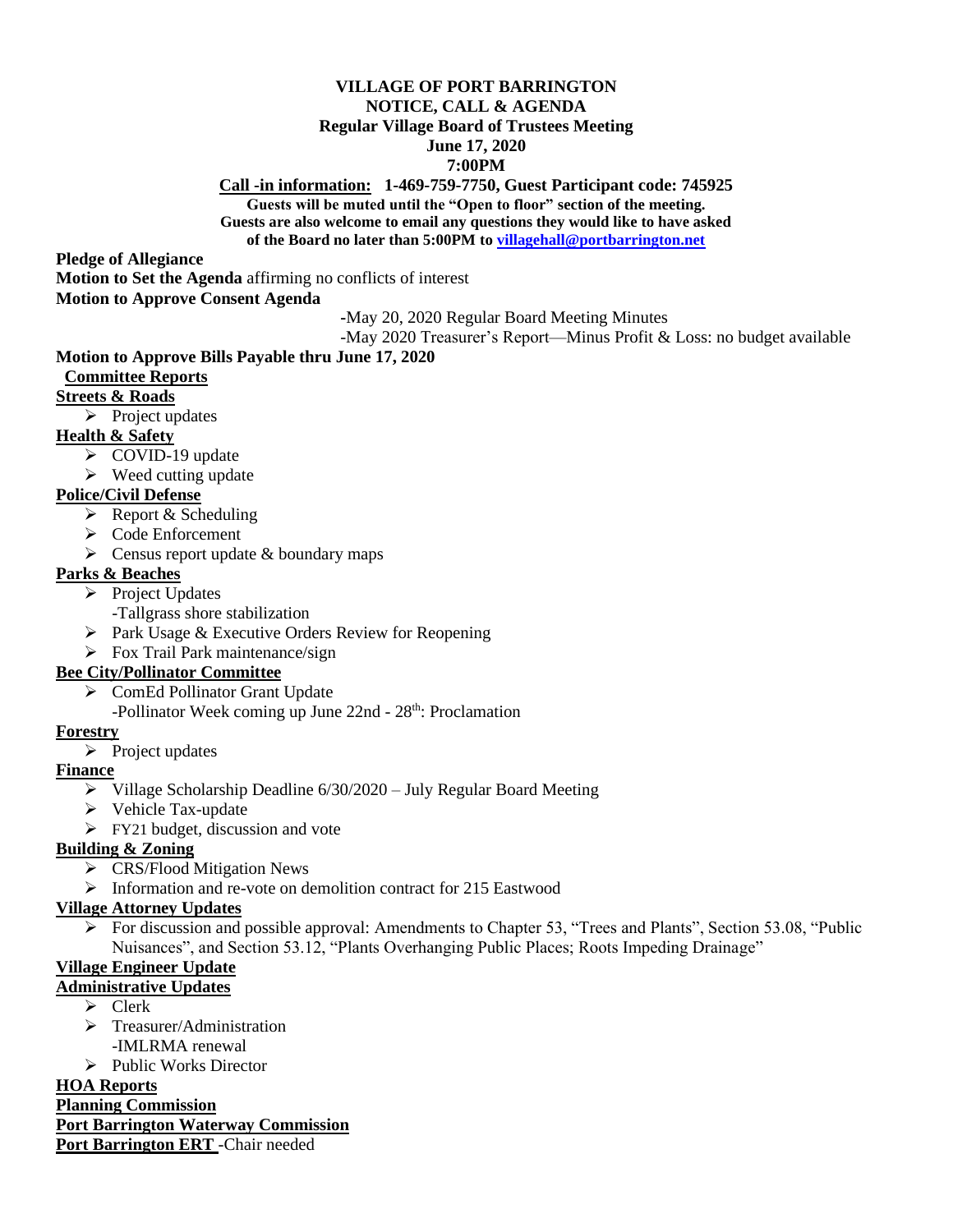# VILLAGE OF PORT BARRINGTON
## NOTICE, CALL & AGENDA
### Regular Village Board of Trustees Meeting
### June 17, 2020
### 7:00PM

**Call -in information: 1-469-759-7750, Guest Participant code: 745925**

**Guests will be muted until the "Open to floor" section of the meeting.**
**Guests are also welcome to email any questions they would like to have asked of the Board no later than 5:00PM to villagehall@portbarrington.net**

**Pledge of Allegiance**

**Motion to Set the Agenda** affirming no conflicts of interest

**Motion to Approve Consent Agenda**

-May 20, 2020 Regular Board Meeting Minutes
-May 2020 Treasurer's Report—Minus Profit & Loss: no budget available

**Motion to Approve Bills Payable thru June 17, 2020**

**Committee Reports**

**Streets & Roads**

- Project updates

**Health & Safety**

- COVID-19 update
- Weed cutting update

**Police/Civil Defense**

- Report & Scheduling
- Code Enforcement
- Census report update & boundary maps

**Parks & Beaches**

- Project Updates
  -Tallgrass shore stabilization
- Park Usage & Executive Orders Review for Reopening
- Fox Trail Park maintenance/sign

**Bee City/Pollinator Committee**

- ComEd Pollinator Grant Update
  -Pollinator Week coming up June 22nd - 28th: Proclamation

**Forestry**

- Project updates

**Finance**

- Village Scholarship Deadline 6/30/2020 – July Regular Board Meeting
- Vehicle Tax-update
- FY21 budget, discussion and vote

**Building & Zoning**

- CRS/Flood Mitigation News
- Information and re-vote on demolition contract for 215 Eastwood

**Village Attorney Updates**

- For discussion and possible approval: Amendments to Chapter 53, "Trees and Plants", Section 53.08, "Public Nuisances", and Section 53.12, "Plants Overhanging Public Places; Roots Impeding Drainage"

**Village Engineer Update**

**Administrative Updates**

- Clerk
- Treasurer/Administration
  -IMLRMA renewal
- Public Works Director

**HOA Reports**

**Planning Commission**

**Port Barrington Waterway Commission**

**Port Barrington ERT** -Chair needed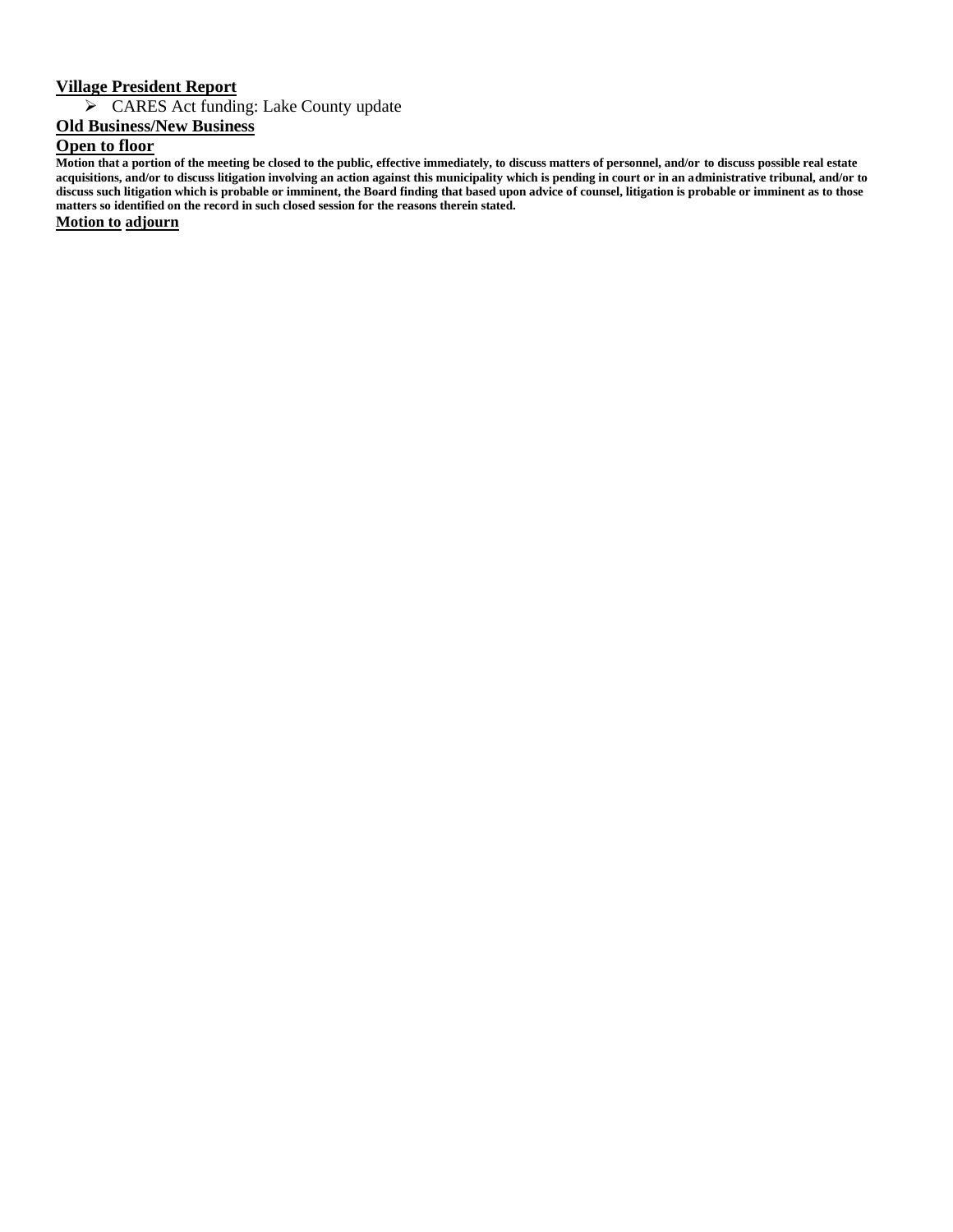**Village President Report**

- CARES Act funding: Lake County update

**Old Business/New Business**

**Open to floor**

**Motion that a portion of the meeting be closed to the public, effective immediately, to discuss matters of personnel, and/or to discuss possible real estate acquisitions, and/or to discuss litigation involving an action against this municipality which is pending in court or in an administrative tribunal, and/or to discuss such litigation which is probable or imminent, the Board finding that based upon advice of counsel, litigation is probable or imminent as to those matters so identified on the record in such closed session for the reasons therein stated.**

**Motion to adjourn**